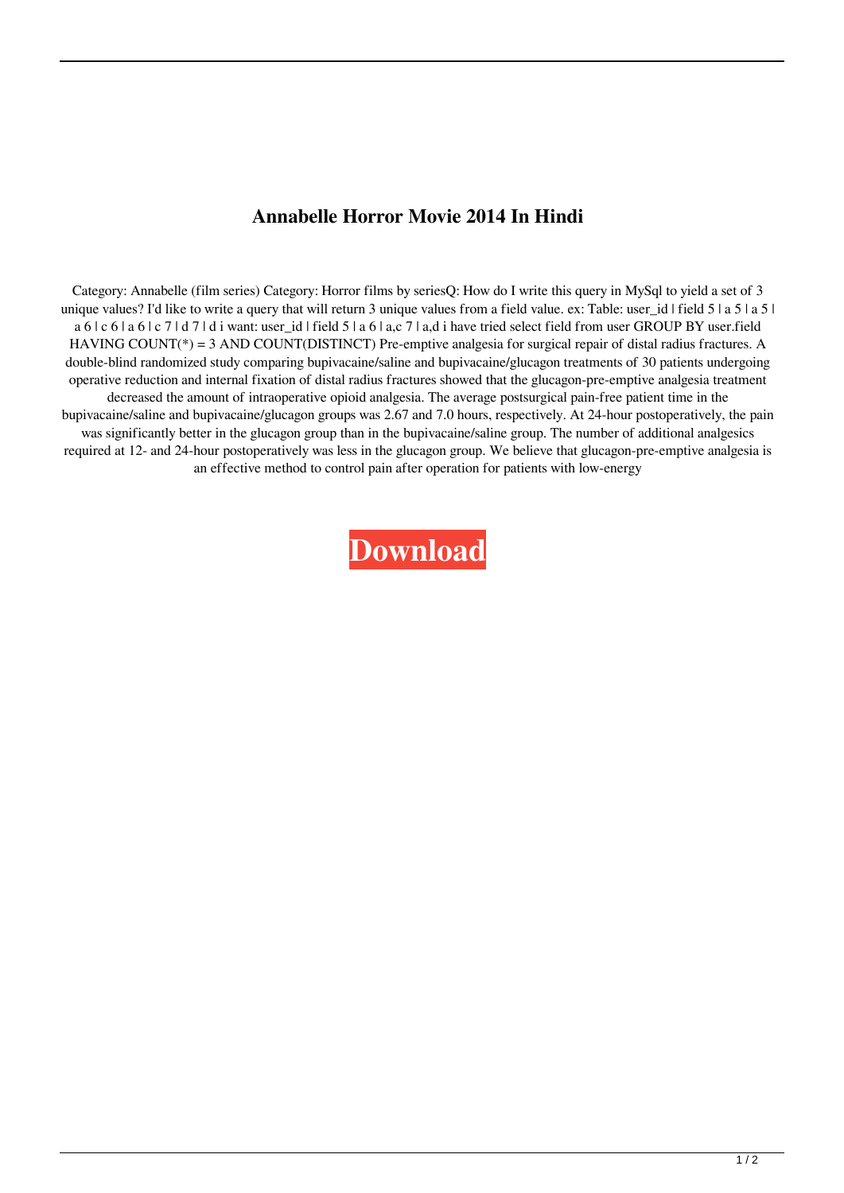# Annabelle Horror Movie 2014 In Hindi

Category: Annabelle (film series) Category: Horror films by seriesQ: How do I write this query in MySql to yield a set of 3 unique values? I'd like to write a query that will return 3 unique values from a field value. ex: Table: user_id | field 5 | a 5 | a 5 | a 6 | c 6 | a 6 | c 7 | d 7 | d i want: user_id | field 5 | a 6 | a,c 7 | a,d i have tried select field from user GROUP BY user.field HAVING COUNT(*) = 3 AND COUNT(DISTINCT) Pre-emptive analgesia for surgical repair of distal radius fractures. A double-blind randomized study comparing bupivacaine/saline and bupivacaine/glucagon treatments of 30 patients undergoing operative reduction and internal fixation of distal radius fractures showed that the glucagon-pre-emptive analgesia treatment decreased the amount of intraoperative opioid analgesia. The average postsurgical pain-free patient time in the bupivacaine/saline and bupivacaine/glucagon groups was 2.67 and 7.0 hours, respectively. At 24-hour postoperatively, the pain was significantly better in the glucagon group than in the bupivacaine/saline group. The number of additional analgesics required at 12- and 24-hour postoperatively was less in the glucagon group. We believe that glucagon-pre-emptive analgesia is an effective method to control pain after operation for patients with low-energy

**Download**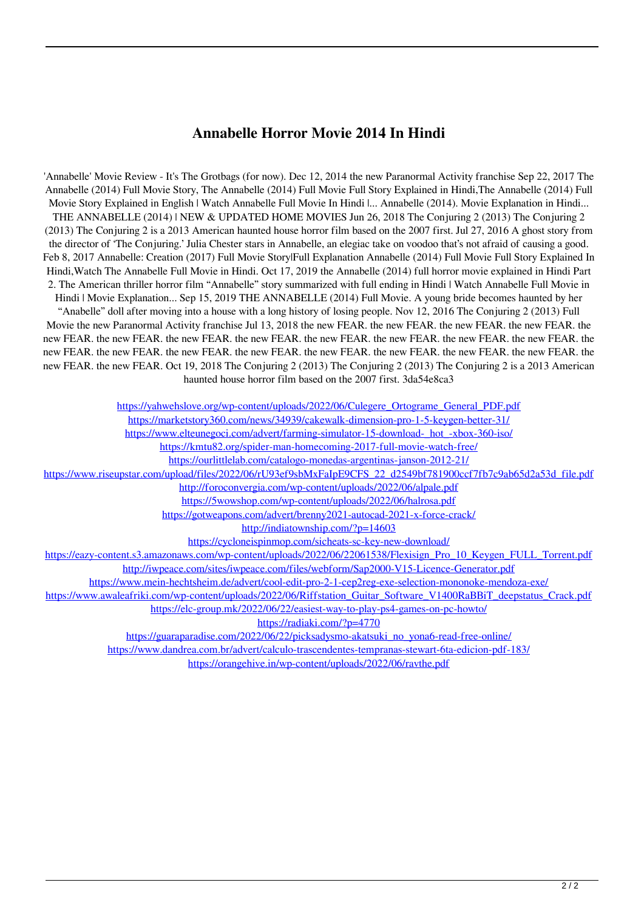# Annabelle Horror Movie 2014 In Hindi

'Annabelle' Movie Review - It's The Grotbags (for now). Dec 12, 2014 the new Paranormal Activity franchise Sep 22, 2017 The Annabelle (2014) Full Movie Story, The Annabelle (2014) Full Movie Full Story Explained in Hindi,The Annabelle (2014) Full Movie Story Explained in English | Watch Annabelle Full Movie In Hindi |... Annabelle (2014). Movie Explanation in Hindi... THE ANNABELLE (2014) | NEW & UPDATED HOME MOVIES Jun 26, 2018 The Conjuring 2 (2013) The Conjuring 2 (2013) The Conjuring 2 is a 2013 American haunted house horror film based on the 2007 first. Jul 27, 2016 A ghost story from the director of 'The Conjuring.' Julia Chester stars in Annabelle, an elegiac take on voodoo that's not afraid of causing a good. Feb 8, 2017 Annabelle: Creation (2017) Full Movie Story|Full Explanation Annabelle (2014) Full Movie Full Story Explained In Hindi,Watch The Annabelle Full Movie in Hindi. Oct 17, 2019 the Annabelle (2014) full horror movie explained in Hindi Part 2. The American thriller horror film "Annabelle" story summarized with full ending in Hindi | Watch Annabelle Full Movie in Hindi | Movie Explanation... Sep 15, 2019 THE ANNABELLE (2014) Full Movie. A young bride becomes haunted by her "Anabelle" doll after moving into a house with a long history of losing people. Nov 12, 2016 The Conjuring 2 (2013) Full Movie the new Paranormal Activity franchise Jul 13, 2018 the new FEAR. the new FEAR. the new FEAR. the new FEAR. the new FEAR. the new FEAR. the new FEAR. the new FEAR. the new FEAR. the new FEAR. the new FEAR. the new FEAR. the new FEAR. the new FEAR. the new FEAR. the new FEAR. the new FEAR. the new FEAR. the new FEAR. the new FEAR. the new FEAR. the new FEAR. Oct 19, 2018 The Conjuring 2 (2013) The Conjuring 2 (2013) The Conjuring 2 is a 2013 American haunted house horror film based on the 2007 first. 3da54e8ca3

https://yahwehslove.org/wp-content/uploads/2022/06/Culegere_Ortograme_General_PDF.pdf
https://marketstory360.com/news/34939/cakewalk-dimension-pro-1-5-keygen-better-31/
https://www.elteunegoci.com/advert/farming-simulator-15-download-_hot_-xbox-360-iso/
https://kmtu82.org/spider-man-homecoming-2017-full-movie-watch-free/
https://ourlittlelab.com/catalogo-monedas-argentinas-janson-2012-21/
https://www.riseupstar.com/upload/files/2022/06/rU93ef9sbMxFaIpE9CFS_22_d2549bf781900ccf7fb7c9ab65d2a53d_file.pdf
http://foroconvergia.com/wp-content/uploads/2022/06/alpale.pdf
https://5wowshop.com/wp-content/uploads/2022/06/halrosa.pdf
https://gotweapons.com/advert/brenny2021-autocad-2021-x-force-crack/
http://indiatownship.com/?p=14603
https://cycloneispinmop.com/sicheats-sc-key-new-download/
https://eazy-content.s3.amazonaws.com/wp-content/uploads/2022/06/22061538/Flexisign_Pro_10_Keygen_FULL_Torrent.pdf
http://iwpeace.com/sites/iwpeace.com/files/webform/Sap2000-V15-Licence-Generator.pdf
https://www.mein-hechtsheim.de/advert/cool-edit-pro-2-1-cep2reg-exe-selection-mononoke-mendoza-exe/
https://www.awaleafriki.com/wp-content/uploads/2022/06/Riffstation_Guitar_Software_V1400RaBBiT_deepstatus_Crack.pdf
https://elc-group.mk/2022/06/22/easiest-way-to-play-ps4-games-on-pc-howto/
https://radiaki.com/?p=4770
https://guaraparadise.com/2022/06/22/picksadysmo-akatsuki_no_yona6-read-free-online/
https://www.dandrea.com.br/advert/calculo-trascendentes-tempranas-stewart-6ta-edicion-pdf-183/
https://orangehive.in/wp-content/uploads/2022/06/ravthe.pdf